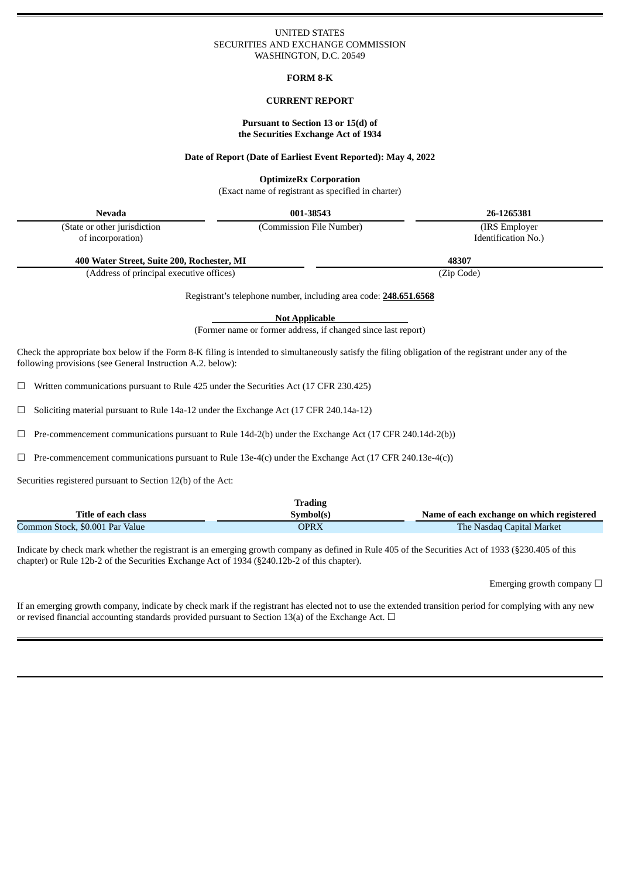UNITED STATES
SECURITIES AND EXCHANGE COMMISSION
WASHINGTON, D.C. 20549

**FORM 8-K**

**CURRENT REPORT**

**Pursuant to Section 13 or 15(d) of the Securities Exchange Act of 1934**

**Date of Report (Date of Earliest Event Reported): May 4, 2022**

**OptimizeRx Corporation**
(Exact name of registrant as specified in charter)

| **Nevada** | **001-38543** | **26-1265381** |
|---|---|---|
| (State or other jurisdiction of incorporation) | (Commission File Number) | (IRS Employer Identification No.) |

| **400 Water Street, Suite 200, Rochester, MI** | **48307** |
|---|---|
| (Address of principal executive offices) | (Zip Code) |

Registrant's telephone number, including area code: **248.651.6568**

**Not Applicable**
(Former name or former address, if changed since last report)

Check the appropriate box below if the Form 8-K filing is intended to simultaneously satisfy the filing obligation of the registrant under any of the following provisions (see General Instruction A.2. below):

☐ Written communications pursuant to Rule 425 under the Securities Act (17 CFR 230.425)

☐ Soliciting material pursuant to Rule 14a-12 under the Exchange Act (17 CFR 240.14a-12)

☐ Pre-commencement communications pursuant to Rule 14d-2(b) under the Exchange Act (17 CFR 240.14d-2(b))

☐ Pre-commencement communications pursuant to Rule 13e-4(c) under the Exchange Act (17 CFR 240.13e-4(c))

Securities registered pursuant to Section 12(b) of the Act:

| Title of each class | Trading Symbol(s) | Name of each exchange on which registered |
|---|---|---|
| Common Stock, $0.001 Par Value | OPRX | The Nasdaq Capital Market |

Indicate by check mark whether the registrant is an emerging growth company as defined in Rule 405 of the Securities Act of 1933 (§230.405 of this chapter) or Rule 12b-2 of the Securities Exchange Act of 1934 (§240.12b-2 of this chapter).

Emerging growth company ☐

If an emerging growth company, indicate by check mark if the registrant has elected not to use the extended transition period for complying with any new or revised financial accounting standards provided pursuant to Section 13(a) of the Exchange Act. ☐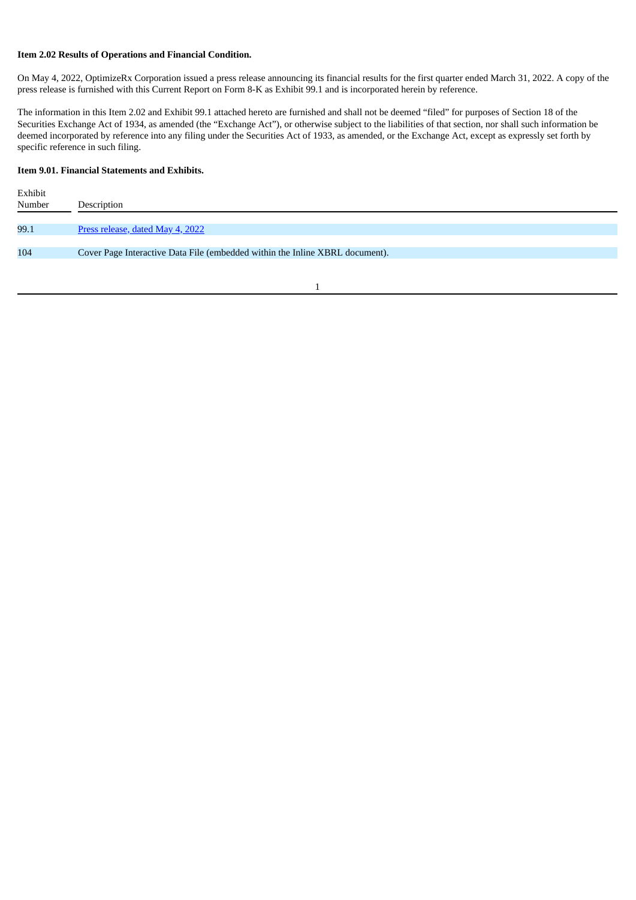**Item 2.02 Results of Operations and Financial Condition.**

On May 4, 2022, OptimizeRx Corporation issued a press release announcing its financial results for the first quarter ended March 31, 2022. A copy of the press release is furnished with this Current Report on Form 8-K as Exhibit 99.1 and is incorporated herein by reference.

The information in this Item 2.02 and Exhibit 99.1 attached hereto are furnished and shall not be deemed "filed" for purposes of Section 18 of the Securities Exchange Act of 1934, as amended (the "Exchange Act"), or otherwise subject to the liabilities of that section, nor shall such information be deemed incorporated by reference into any filing under the Securities Act of 1933, as amended, or the Exchange Act, except as expressly set forth by specific reference in such filing.

**Item 9.01. Financial Statements and Exhibits.**

| Exhibit Number | Description |
| --- | --- |
| 99.1 | Press release, dated May 4, 2022 |
| 104 | Cover Page Interactive Data File (embedded within the Inline XBRL document). |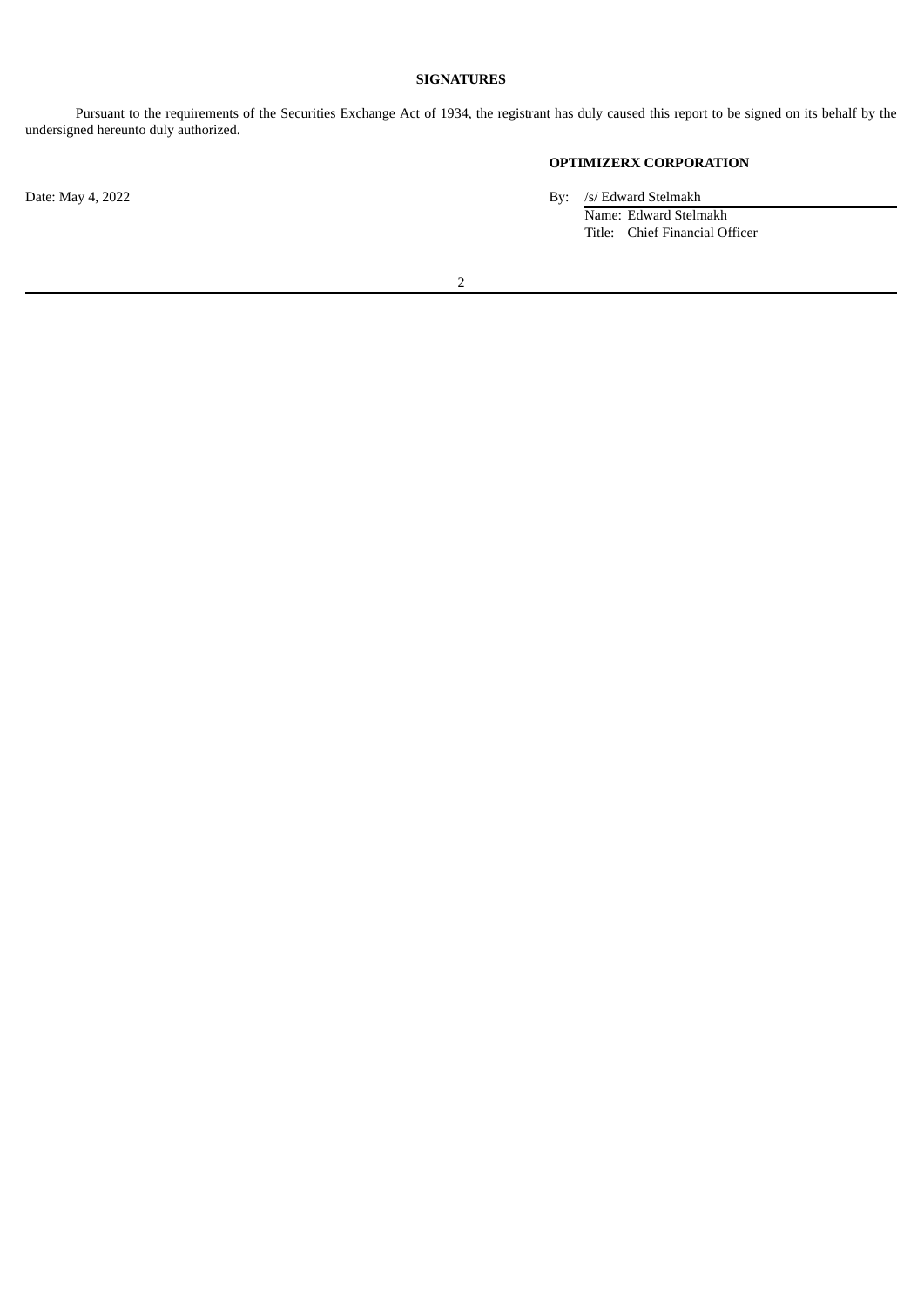**SIGNATURES**

Pursuant to the requirements of the Securities Exchange Act of 1934, the registrant has duly caused this report to be signed on its behalf by the undersigned hereunto duly authorized.

**OPTIMIZERX CORPORATION**

Date: May 4, 2022

By: /s/ Edward Stelmakh
Name: Edward Stelmakh
Title: Chief Financial Officer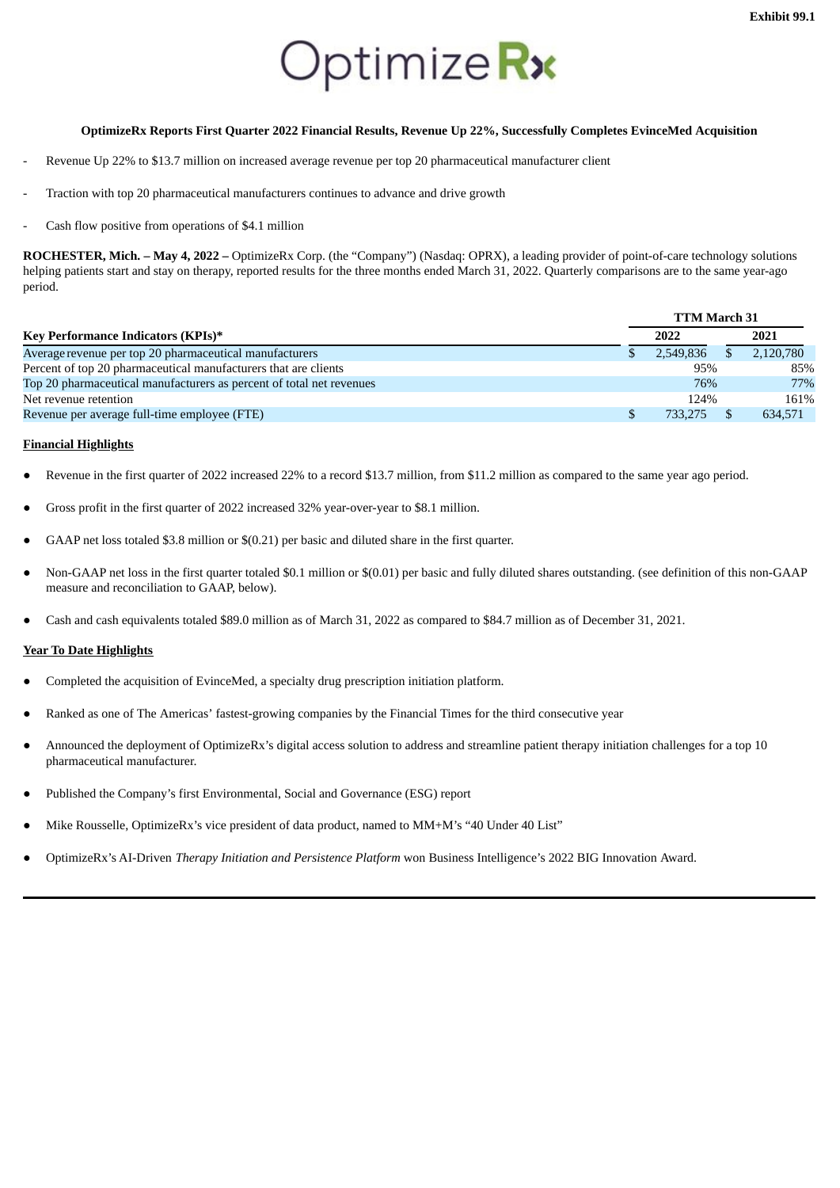Exhibit 99.1

# OptimizeRx

**OptimizeRx Reports First Quarter 2022 Financial Results, Revenue Up 22%, Successfully Completes EvinceMed Acquisition**

- Revenue Up 22% to $13.7 million on increased average revenue per top 20 pharmaceutical manufacturer client
- Traction with top 20 pharmaceutical manufacturers continues to advance and drive growth
- Cash flow positive from operations of $4.1 million

**ROCHESTER, Mich. – May 4, 2022 –** OptimizeRx Corp. (the "Company") (Nasdaq: OPRX), a leading provider of point-of-care technology solutions helping patients start and stay on therapy, reported results for the three months ended March 31, 2022. Quarterly comparisons are to the same year-ago period.

| | TTM March 31 | |
|---|---|---|
| **Key Performance Indicators (KPIs)*** | **2022** | **2021** |
| Average revenue per top 20 pharmaceutical manufacturers | $ 2,549,836 | $ 2,120,780 |
| Percent of top 20 pharmaceutical manufacturers that are clients | 95% | 85% |
| Top 20 pharmaceutical manufacturers as percent of total net revenues | 76% | 77% |
| Net revenue retention | 124% | 161% |
| Revenue per average full-time employee (FTE) | $ 733,275 | $ 634,571 |

**Financial Highlights**

- Revenue in the first quarter of 2022 increased 22% to a record $13.7 million, from $11.2 million as compared to the same year ago period.
- Gross profit in the first quarter of 2022 increased 32% year-over-year to $8.1 million.
- GAAP net loss totaled $3.8 million or $(0.21) per basic and diluted share in the first quarter.
- Non-GAAP net loss in the first quarter totaled $0.1 million or $(0.01) per basic and fully diluted shares outstanding. (see definition of this non-GAAP measure and reconciliation to GAAP, below).
- Cash and cash equivalents totaled $89.0 million as of March 31, 2022 as compared to $84.7 million as of December 31, 2021.

**Year To Date Highlights**

- Completed the acquisition of EvinceMed, a specialty drug prescription initiation platform.
- Ranked as one of The Americas' fastest-growing companies by the Financial Times for the third consecutive year
- Announced the deployment of OptimizeRx's digital access solution to address and streamline patient therapy initiation challenges for a top 10 pharmaceutical manufacturer.
- Published the Company's first Environmental, Social and Governance (ESG) report
- Mike Rousselle, OptimizeRx's vice president of data product, named to MM+M's "40 Under 40 List"
- OptimizeRx's AI-Driven *Therapy Initiation and Persistence Platform* won Business Intelligence's 2022 BIG Innovation Award.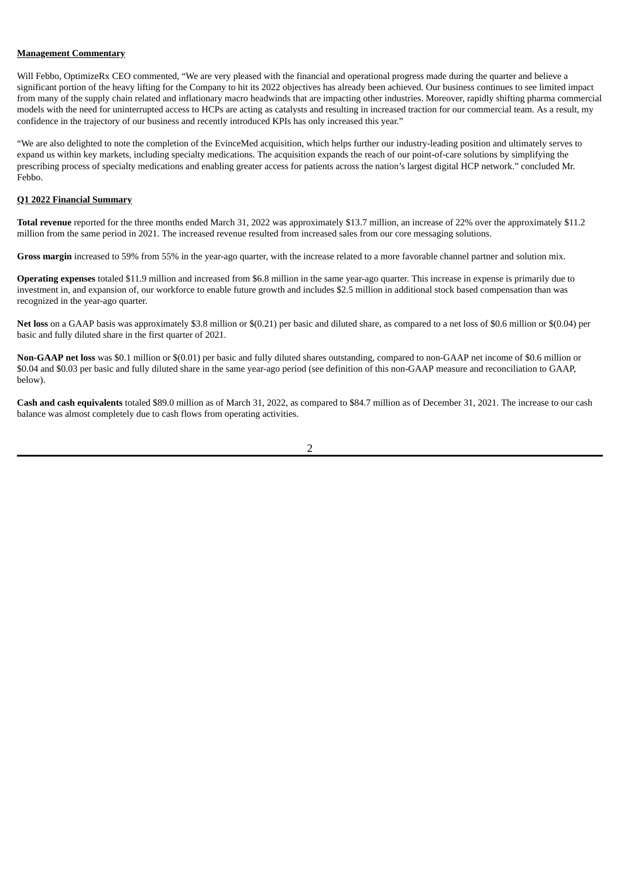**Management Commentary**

Will Febbo, OptimizeRx CEO commented, "We are very pleased with the financial and operational progress made during the quarter and believe a significant portion of the heavy lifting for the Company to hit its 2022 objectives has already been achieved. Our business continues to see limited impact from many of the supply chain related and inflationary macro headwinds that are impacting other industries. Moreover, rapidly shifting pharma commercial models with the need for uninterrupted access to HCPs are acting as catalysts and resulting in increased traction for our commercial team. As a result, my confidence in the trajectory of our business and recently introduced KPIs has only increased this year."

"We are also delighted to note the completion of the EvinceMed acquisition, which helps further our industry-leading position and ultimately serves to expand us within key markets, including specialty medications. The acquisition expands the reach of our point-of-care solutions by simplifying the prescribing process of specialty medications and enabling greater access for patients across the nation's largest digital HCP network." concluded Mr. Febbo.

**Q1 2022 Financial Summary**

**Total revenue** reported for the three months ended March 31, 2022 was approximately $13.7 million, an increase of 22% over the approximately $11.2 million from the same period in 2021. The increased revenue resulted from increased sales from our core messaging solutions.

**Gross margin** increased to 59% from 55% in the year-ago quarter, with the increase related to a more favorable channel partner and solution mix.

**Operating expenses** totaled $11.9 million and increased from $6.8 million in the same year-ago quarter. This increase in expense is primarily due to investment in, and expansion of, our workforce to enable future growth and includes $2.5 million in additional stock based compensation than was recognized in the year-ago quarter.

**Net loss** on a GAAP basis was approximately $3.8 million or $(0.21) per basic and diluted share, as compared to a net loss of $0.6 million or $(0.04) per basic and fully diluted share in the first quarter of 2021.

**Non-GAAP net loss** was $0.1 million or $(0.01) per basic and fully diluted shares outstanding, compared to non-GAAP net income of $0.6 million or $0.04 and $0.03 per basic and fully diluted share in the same year-ago period (see definition of this non-GAAP measure and reconciliation to GAAP, below).

**Cash and cash equivalents** totaled $89.0 million as of March 31, 2022, as compared to $84.7 million as of December 31, 2021. The increase to our cash balance was almost completely due to cash flows from operating activities.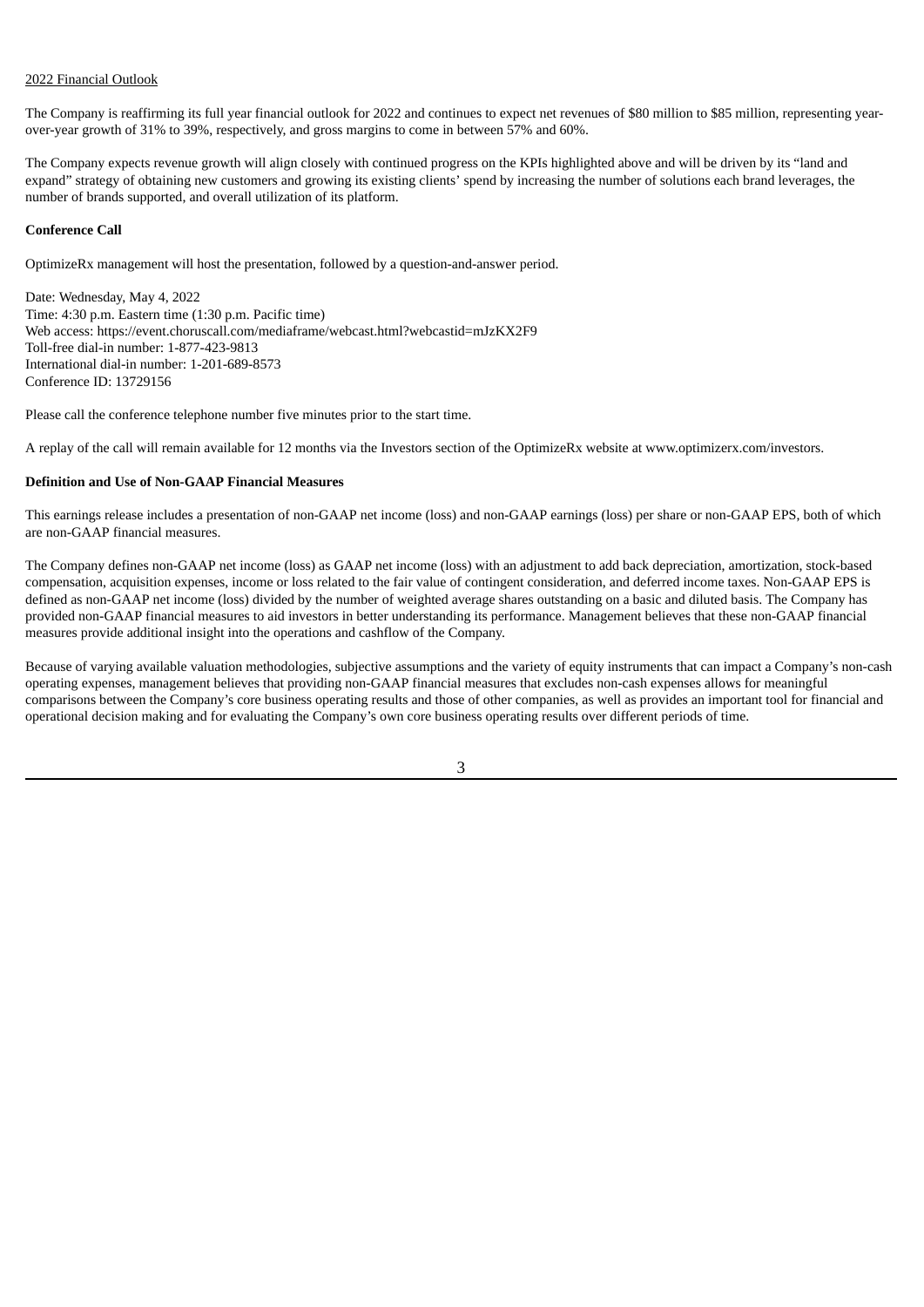2022 Financial Outlook

The Company is reaffirming its full year financial outlook for 2022 and continues to expect net revenues of $80 million to $85 million, representing year-over-year growth of 31% to 39%, respectively, and gross margins to come in between 57% and 60%.

The Company expects revenue growth will align closely with continued progress on the KPIs highlighted above and will be driven by its "land and expand" strategy of obtaining new customers and growing its existing clients' spend by increasing the number of solutions each brand leverages, the number of brands supported, and overall utilization of its platform.

**Conference Call**

OptimizeRx management will host the presentation, followed by a question-and-answer period.

Date: Wednesday, May 4, 2022
Time: 4:30 p.m. Eastern time (1:30 p.m. Pacific time)
Web access: https://event.choruscall.com/mediaframe/webcast.html?webcastid=mJzKX2F9
Toll-free dial-in number: 1-877-423-9813
International dial-in number: 1-201-689-8573
Conference ID: 13729156

Please call the conference telephone number five minutes prior to the start time.

A replay of the call will remain available for 12 months via the Investors section of the OptimizeRx website at www.optimizerx.com/investors.

**Definition and Use of Non-GAAP Financial Measures**

This earnings release includes a presentation of non-GAAP net income (loss) and non-GAAP earnings (loss) per share or non-GAAP EPS, both of which are non-GAAP financial measures.

The Company defines non-GAAP net income (loss) as GAAP net income (loss) with an adjustment to add back depreciation, amortization, stock-based compensation, acquisition expenses, income or loss related to the fair value of contingent consideration, and deferred income taxes. Non-GAAP EPS is defined as non-GAAP net income (loss) divided by the number of weighted average shares outstanding on a basic and diluted basis. The Company has provided non-GAAP financial measures to aid investors in better understanding its performance. Management believes that these non-GAAP financial measures provide additional insight into the operations and cashflow of the Company.

Because of varying available valuation methodologies, subjective assumptions and the variety of equity instruments that can impact a Company's non-cash operating expenses, management believes that providing non-GAAP financial measures that excludes non-cash expenses allows for meaningful comparisons between the Company's core business operating results and those of other companies, as well as provides an important tool for financial and operational decision making and for evaluating the Company's own core business operating results over different periods of time.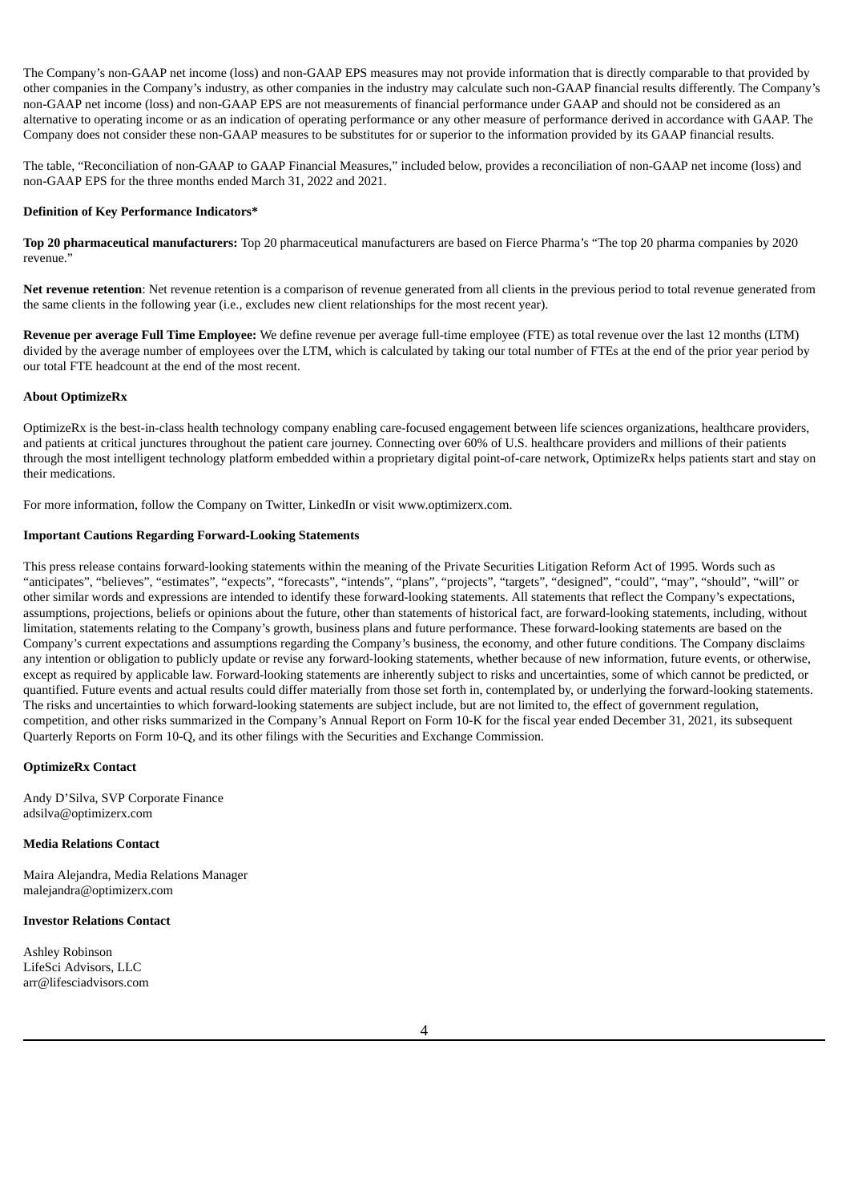The Company's non-GAAP net income (loss) and non-GAAP EPS measures may not provide information that is directly comparable to that provided by other companies in the Company's industry, as other companies in the industry may calculate such non-GAAP financial results differently. The Company's non-GAAP net income (loss) and non-GAAP EPS are not measurements of financial performance under GAAP and should not be considered as an alternative to operating income or as an indication of operating performance or any other measure of performance derived in accordance with GAAP. The Company does not consider these non-GAAP measures to be substitutes for or superior to the information provided by its GAAP financial results.

The table, "Reconciliation of non-GAAP to GAAP Financial Measures," included below, provides a reconciliation of non-GAAP net income (loss) and non-GAAP EPS for the three months ended March 31, 2022 and 2021.

**Definition of Key Performance Indicators***

**Top 20 pharmaceutical manufacturers:** Top 20 pharmaceutical manufacturers are based on Fierce Pharma's "The top 20 pharma companies by 2020 revenue."

**Net revenue retention**: Net revenue retention is a comparison of revenue generated from all clients in the previous period to total revenue generated from the same clients in the following year (i.e., excludes new client relationships for the most recent year).

**Revenue per average Full Time Employee:** We define revenue per average full-time employee (FTE) as total revenue over the last 12 months (LTM) divided by the average number of employees over the LTM, which is calculated by taking our total number of FTEs at the end of the prior year period by our total FTE headcount at the end of the most recent.

**About OptimizeRx**

OptimizeRx is the best-in-class health technology company enabling care-focused engagement between life sciences organizations, healthcare providers, and patients at critical junctures throughout the patient care journey. Connecting over 60% of U.S. healthcare providers and millions of their patients through the most intelligent technology platform embedded within a proprietary digital point-of-care network, OptimizeRx helps patients start and stay on their medications.

For more information, follow the Company on Twitter, LinkedIn or visit www.optimizerx.com.

**Important Cautions Regarding Forward-Looking Statements**

This press release contains forward-looking statements within the meaning of the Private Securities Litigation Reform Act of 1995. Words such as "anticipates", "believes", "estimates", "expects", "forecasts", "intends", "plans", "projects", "targets", "designed", "could", "may", "should", "will" or other similar words and expressions are intended to identify these forward-looking statements. All statements that reflect the Company's expectations, assumptions, projections, beliefs or opinions about the future, other than statements of historical fact, are forward-looking statements, including, without limitation, statements relating to the Company's growth, business plans and future performance. These forward-looking statements are based on the Company's current expectations and assumptions regarding the Company's business, the economy, and other future conditions. The Company disclaims any intention or obligation to publicly update or revise any forward-looking statements, whether because of new information, future events, or otherwise, except as required by applicable law. Forward-looking statements are inherently subject to risks and uncertainties, some of which cannot be predicted, or quantified. Future events and actual results could differ materially from those set forth in, contemplated by, or underlying the forward-looking statements. The risks and uncertainties to which forward-looking statements are subject include, but are not limited to, the effect of government regulation, competition, and other risks summarized in the Company's Annual Report on Form 10-K for the fiscal year ended December 31, 2021, its subsequent Quarterly Reports on Form 10-Q, and its other filings with the Securities and Exchange Commission.

**OptimizeRx Contact**

Andy D'Silva, SVP Corporate Finance
adsilva@optimizerx.com

**Media Relations Contact**

Maira Alejandra, Media Relations Manager
malejandra@optimizerx.com

**Investor Relations Contact**

Ashley Robinson
LifeSci Advisors, LLC
arr@lifesciadvisors.com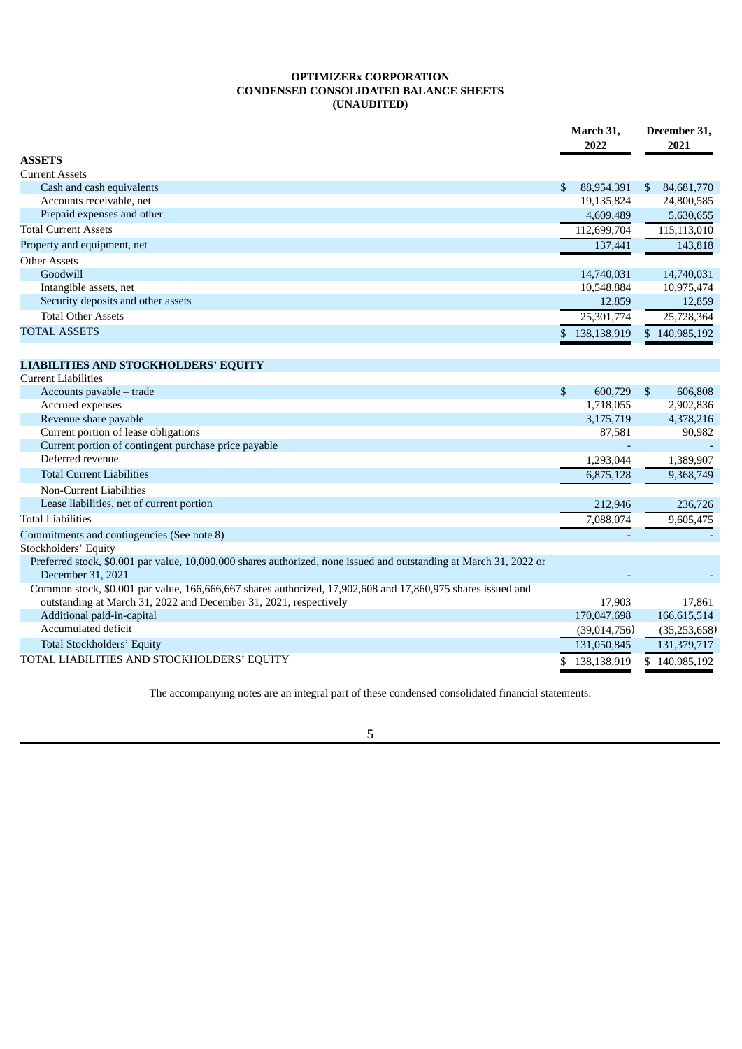**OPTIMIZERx CORPORATION**
**CONDENSED CONSOLIDATED BALANCE SHEETS**
**(UNAUDITED)**

| | March 31, 2022 | December 31, 2021 |
|---|---|---|
| **ASSETS** | | |
| Current Assets | | |
| Cash and cash equivalents | $ 88,954,391 | $ 84,681,770 |
| Accounts receivable, net | 19,135,824 | 24,800,585 |
| Prepaid expenses and other | 4,609,489 | 5,630,655 |
| Total Current Assets | 112,699,704 | 115,113,010 |
| Property and equipment, net | 137,441 | 143,818 |
| Other Assets | | |
| Goodwill | 14,740,031 | 14,740,031 |
| Intangible assets, net | 10,548,884 | 10,975,474 |
| Security deposits and other assets | 12,859 | 12,859 |
| Total Other Assets | 25,301,774 | 25,728,364 |
| TOTAL ASSETS | $ 138,138,919 | $ 140,985,192 |
| | | |
| **LIABILITIES AND STOCKHOLDERS' EQUITY** | | |
| Current Liabilities | | |
| Accounts payable – trade | $ 600,729 | $ 606,808 |
| Accrued expenses | 1,718,055 | 2,902,836 |
| Revenue share payable | 3,175,719 | 4,378,216 |
| Current portion of lease obligations | 87,581 | 90,982 |
| Current portion of contingent purchase price payable | - | - |
| Deferred revenue | 1,293,044 | 1,389,907 |
| Total Current Liabilities | 6,875,128 | 9,368,749 |
| Non-Current Liabilities | | |
| Lease liabilities, net of current portion | 212,946 | 236,726 |
| Total Liabilities | 7,088,074 | 9,605,475 |
| Commitments and contingencies (See note 8) | - | - |
| Stockholders' Equity | | |
| Preferred stock, $0.001 par value, 10,000,000 shares authorized, none issued and outstanding at March 31, 2022 or December 31, 2021 | - | - |
| Common stock, $0.001 par value, 166,666,667 shares authorized, 17,902,608 and 17,860,975 shares issued and outstanding at March 31, 2022 and December 31, 2021, respectively | 17,903 | 17,861 |
| Additional paid-in-capital | 170,047,698 | 166,615,514 |
| Accumulated deficit | (39,014,756) | (35,253,658) |
| Total Stockholders' Equity | 131,050,845 | 131,379,717 |
| TOTAL LIABILITIES AND STOCKHOLDERS' EQUITY | $ 138,138,919 | $ 140,985,192 |

The accompanying notes are an integral part of these condensed consolidated financial statements.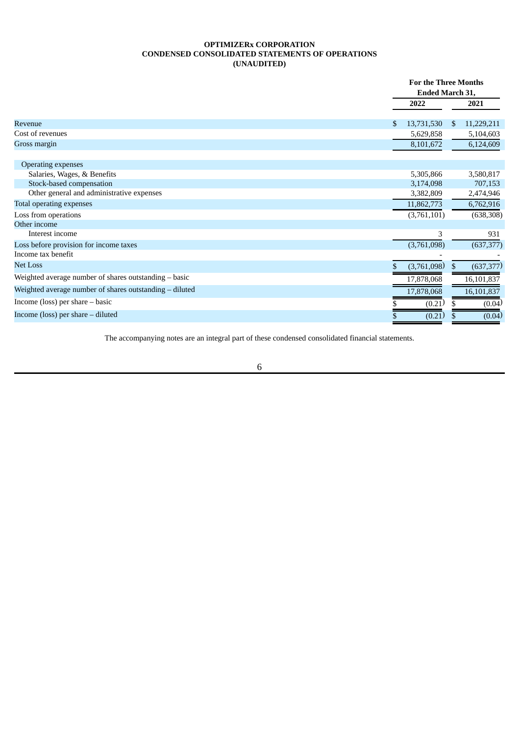**OPTIMIZERx CORPORATION**
**CONDENSED CONSOLIDATED STATEMENTS OF OPERATIONS**
**(UNAUDITED)**

| | For the Three Months Ended March 31, | |
|---|---|---|
| | 2022 | 2021 |
| Revenue | $ 13,731,530 | $ 11,229,211 |
| Cost of revenues | 5,629,858 | 5,104,603 |
| Gross margin | 8,101,672 | 6,124,609 |
| Operating expenses | | |
| Salaries, Wages, & Benefits | 5,305,866 | 3,580,817 |
| Stock-based compensation | 3,174,098 | 707,153 |
| Other general and administrative expenses | 3,382,809 | 2,474,946 |
| Total operating expenses | 11,862,773 | 6,762,916 |
| Loss from operations | (3,761,101) | (638,308) |
| Other income | | |
| Interest income | 3 | 931 |
| Loss before provision for income taxes | (3,761,098) | (637,377) |
| Income tax benefit | - | - |
| Net Loss | $ (3,761,098) | $ (637,377) |
| Weighted average number of shares outstanding – basic | 17,878,068 | 16,101,837 |
| Weighted average number of shares outstanding – diluted | 17,878,068 | 16,101,837 |
| Income (loss) per share – basic | $ (0.21) | $ (0.04) |
| Income (loss) per share – diluted | $ (0.21) | $ (0.04) |

The accompanying notes are an integral part of these condensed consolidated financial statements.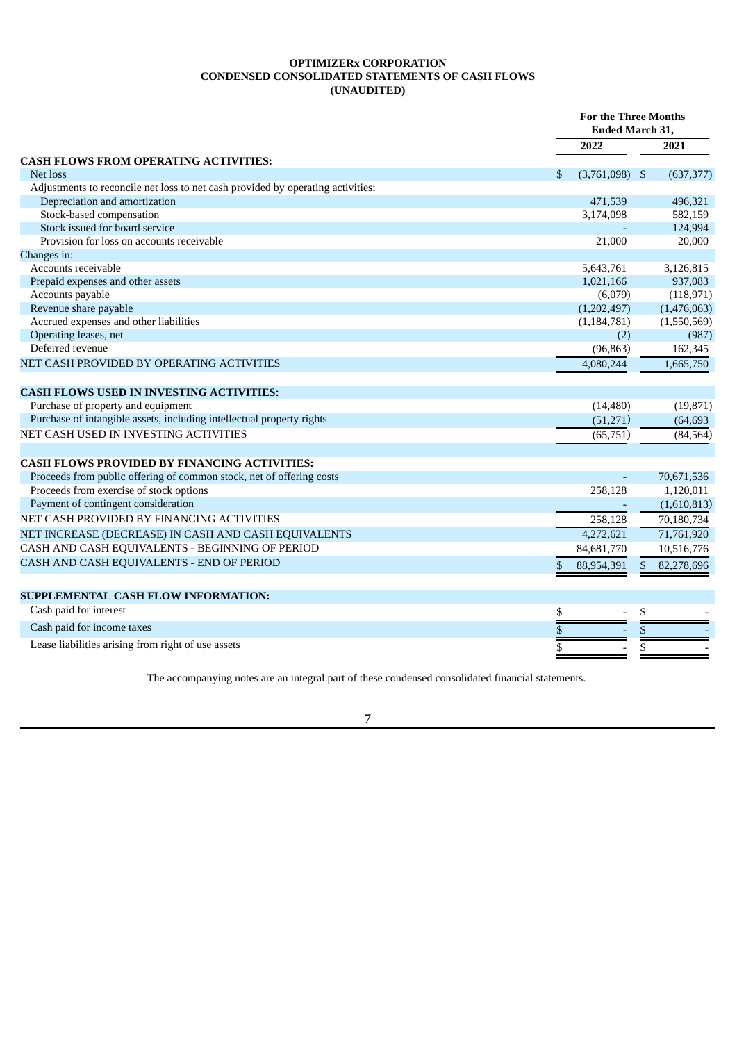**OPTIMIZERx CORPORATION**
**CONDENSED CONSOLIDATED STATEMENTS OF CASH FLOWS**
**(UNAUDITED)**

| | For the Three Months Ended March 31, | |
|---|---|---|
| | 2022 | 2021 |
| **CASH FLOWS FROM OPERATING ACTIVITIES:** | | |
| Net loss | $ (3,761,098) | $ (637,377) |
| Adjustments to reconcile net loss to net cash provided by operating activities: | | |
| Depreciation and amortization | 471,539 | 496,321 |
| Stock-based compensation | 3,174,098 | 582,159 |
| Stock issued for board service | - | 124,994 |
| Provision for loss on accounts receivable | 21,000 | 20,000 |
| Changes in: | | |
| Accounts receivable | 5,643,761 | 3,126,815 |
| Prepaid expenses and other assets | 1,021,166 | 937,083 |
| Accounts payable | (6,079) | (118,971) |
| Revenue share payable | (1,202,497) | (1,476,063) |
| Accrued expenses and other liabilities | (1,184,781) | (1,550,569) |
| Operating leases, net | (2) | (987) |
| Deferred revenue | (96,863) | 162,345 |
| NET CASH PROVIDED BY OPERATING ACTIVITIES | 4,080,244 | 1,665,750 |
| **CASH FLOWS USED IN INVESTING ACTIVITIES:** | | |
| Purchase of property and equipment | (14,480) | (19,871) |
| Purchase of intangible assets, including intellectual property rights | (51,271) | (64,693 |
| NET CASH USED IN INVESTING ACTIVITIES | (65,751) | (84,564) |
| **CASH FLOWS PROVIDED BY FINANCING ACTIVITIES:** | | |
| Proceeds from public offering of common stock, net of offering costs | - | 70,671,536 |
| Proceeds from exercise of stock options | 258,128 | 1,120,011 |
| Payment of contingent consideration | - | (1,610,813) |
| NET CASH PROVIDED BY FINANCING ACTIVITIES | 258,128 | 70,180,734 |
| NET INCREASE (DECREASE) IN CASH AND CASH EQUIVALENTS | 4,272,621 | 71,761,920 |
| CASH AND CASH EQUIVALENTS - BEGINNING OF PERIOD | 84,681,770 | 10,516,776 |
| CASH AND CASH EQUIVALENTS - END OF PERIOD | $ 88,954,391 | $ 82,278,696 |
| **SUPPLEMENTAL CASH FLOW INFORMATION:** | | |
| Cash paid for interest | $ - | $ - |
| Cash paid for income taxes | $ - | $ - |
| Lease liabilities arising from right of use assets | $ - | $ - |

The accompanying notes are an integral part of these condensed consolidated financial statements.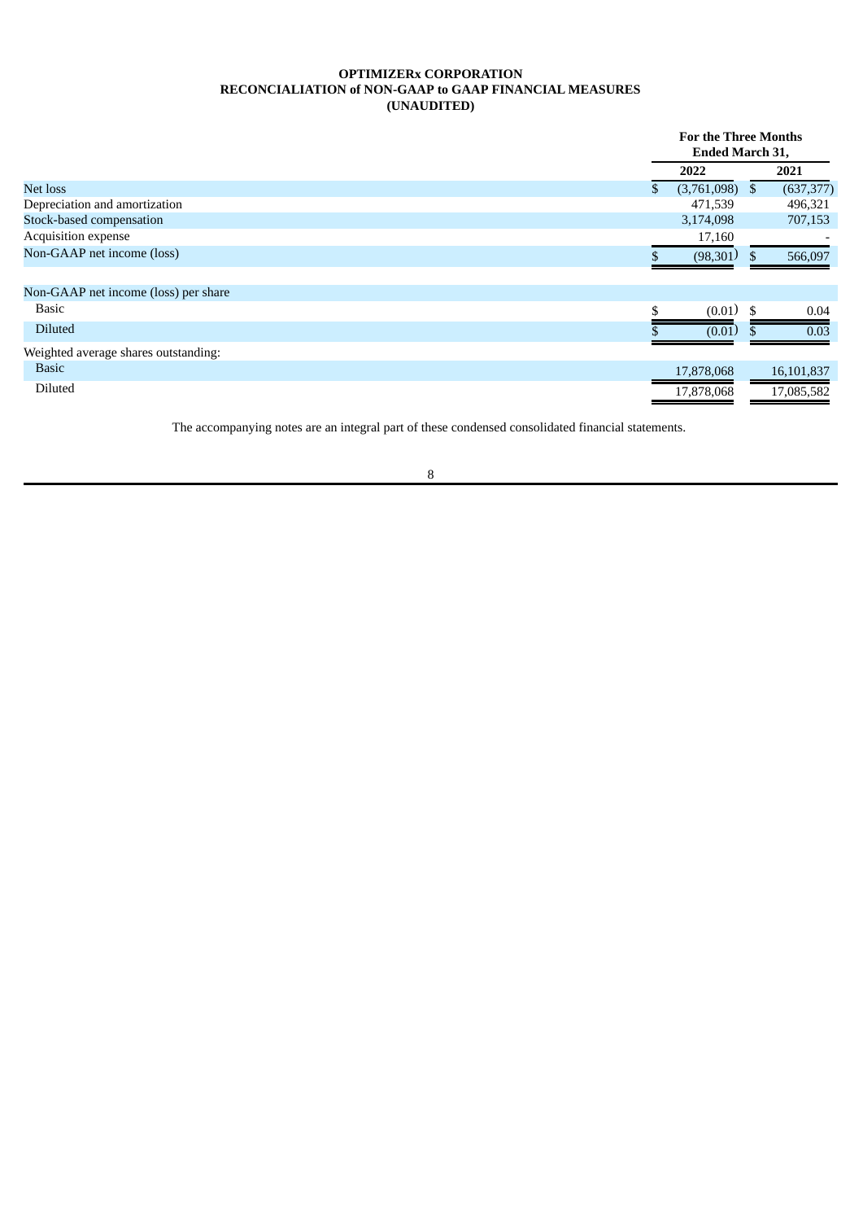**OPTIMIZERx CORPORATION**
**RECONCIALIATION of NON-GAAP to GAAP FINANCIAL MEASURES**
**(UNAUDITED)**

| | For the Three Months Ended March 31, | |
|---|---|---|
| | 2022 | 2021 |
| Net loss | $ (3,761,098) | $ (637,377) |
| Depreciation and amortization | 471,539 | 496,321 |
| Stock-based compensation | 3,174,098 | 707,153 |
| Acquisition expense | 17,160 | - |
| Non-GAAP net income (loss) | $ (98,301) | $ 566,097 |
| | | |
| Non-GAAP net income (loss) per share | | |
| Basic | $ (0.01) | $ 0.04 |
| Diluted | $ (0.01) | $ 0.03 |
| Weighted average shares outstanding: | | |
| Basic | 17,878,068 | 16,101,837 |
| Diluted | 17,878,068 | 17,085,582 |

The accompanying notes are an integral part of these condensed consolidated financial statements.